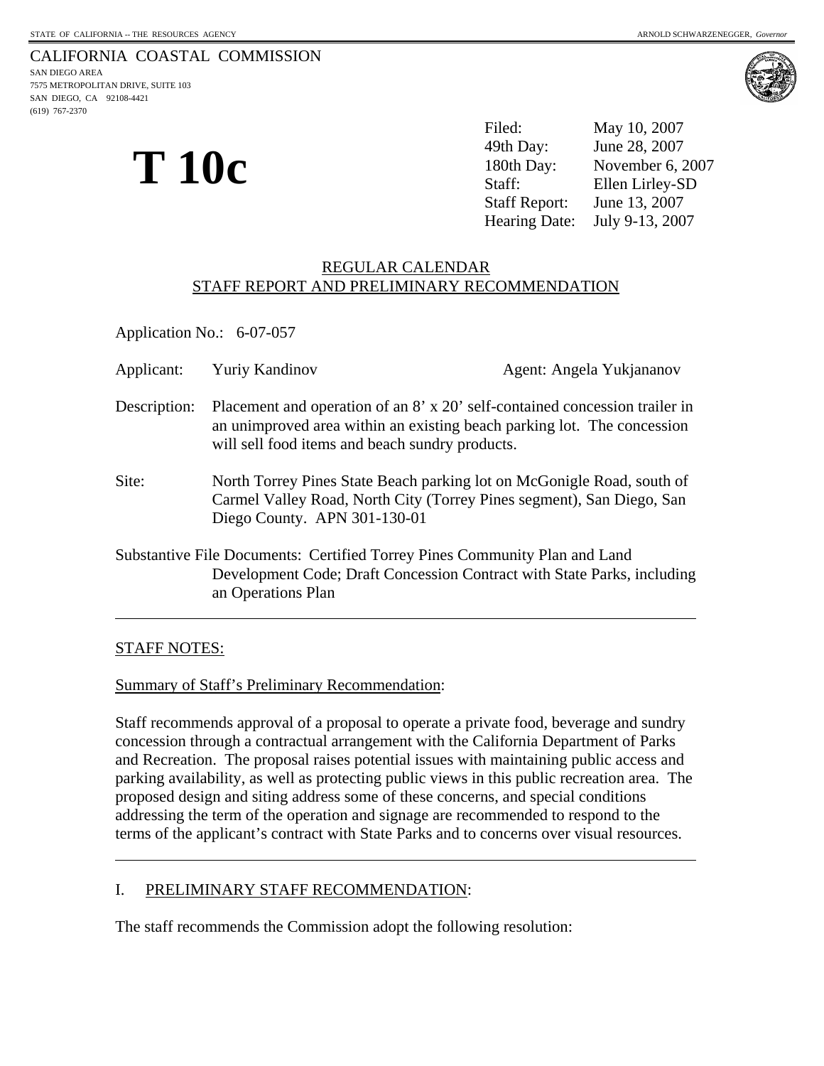STATE OF CALIFORNIA -- THE RESOURCES AGENCY ARNOLD SCHWARZENEGGER, *Governor*

CALIFORNIA COASTAL COMMISSION
SAN DIEGO AREA
7575 METROPOLITAN DRIVE, SUITE 103
SAN DIEGO, CA 92108-4421
(619) 767-2370

# T 10c

| | |
|---|---|
| Filed: | May 10, 2007 |
| 49th Day: | June 28, 2007 |
| 180th Day: | November 6, 2007 |
| Staff: | Ellen Lirley-SD |
| Staff Report: | June 13, 2007 |
| Hearing Date: | July 9-13, 2007 |

## REGULAR CALENDAR
## STAFF REPORT AND PRELIMINARY RECOMMENDATION

Application No.: 6-07-057

Applicant: Yuriy Kandinov Agent: Angela Yukjananov

Description: Placement and operation of an 8' x 20' self-contained concession trailer in an unimproved area within an existing beach parking lot. The concession will sell food items and beach sundry products.

Site: North Torrey Pines State Beach parking lot on McGonigle Road, south of Carmel Valley Road, North City (Torrey Pines segment), San Diego, San Diego County. APN 301-130-01

Substantive File Documents: Certified Torrey Pines Community Plan and Land Development Code; Draft Concession Contract with State Parks, including an Operations Plan

---

STAFF NOTES:

Summary of Staff's Preliminary Recommendation:

Staff recommends approval of a proposal to operate a private food, beverage and sundry concession through a contractual arrangement with the California Department of Parks and Recreation. The proposal raises potential issues with maintaining public access and parking availability, as well as protecting public views in this public recreation area. The proposed design and siting address some of these concerns, and special conditions addressing the term of the operation and signage are recommended to respond to the terms of the applicant's contract with State Parks and to concerns over visual resources.

---

I. PRELIMINARY STAFF RECOMMENDATION:

The staff recommends the Commission adopt the following resolution: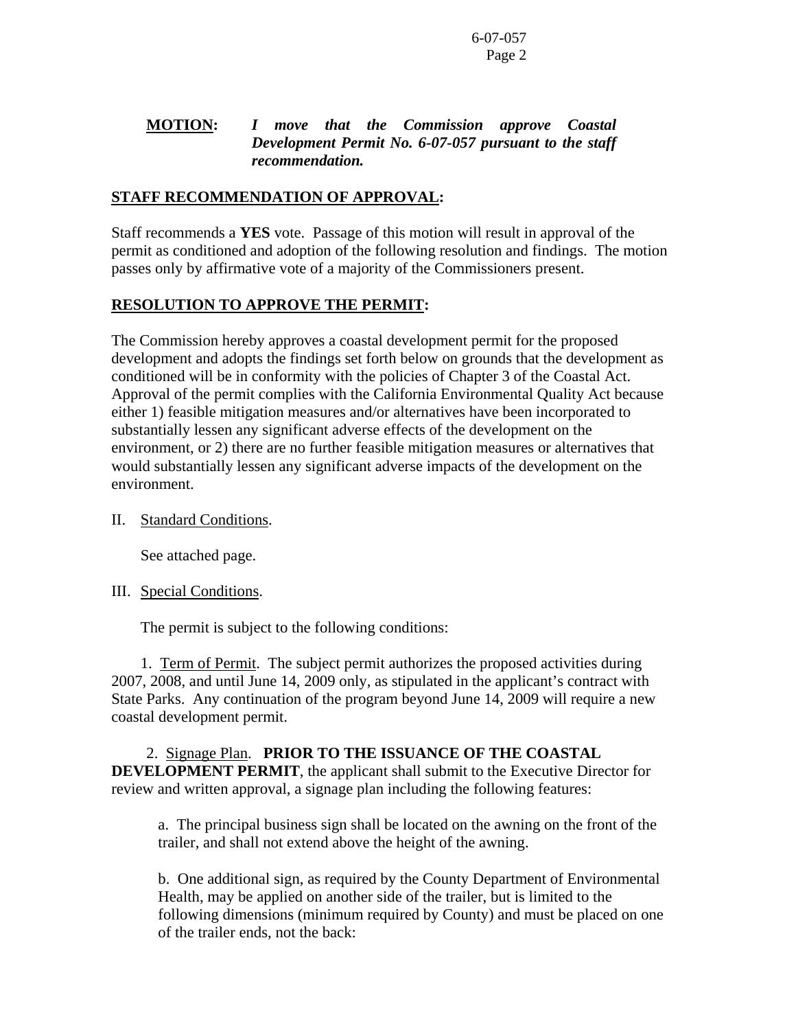**MOTION:** ***I move that the Commission approve Coastal Development Permit No. 6-07-057 pursuant to the staff recommendation.***

**STAFF RECOMMENDATION OF APPROVAL:**

Staff recommends a **YES** vote. Passage of this motion will result in approval of the permit as conditioned and adoption of the following resolution and findings. The motion passes only by affirmative vote of a majority of the Commissioners present.

**RESOLUTION TO APPROVE THE PERMIT:**

The Commission hereby approves a coastal development permit for the proposed development and adopts the findings set forth below on grounds that the development as conditioned will be in conformity with the policies of Chapter 3 of the Coastal Act. Approval of the permit complies with the California Environmental Quality Act because either 1) feasible mitigation measures and/or alternatives have been incorporated to substantially lessen any significant adverse effects of the development on the environment, or 2) there are no further feasible mitigation measures or alternatives that would substantially lessen any significant adverse impacts of the development on the environment.

II. Standard Conditions.

See attached page.

III. Special Conditions.

The permit is subject to the following conditions:

1. Term of Permit. The subject permit authorizes the proposed activities during 2007, 2008, and until June 14, 2009 only, as stipulated in the applicant's contract with State Parks. Any continuation of the program beyond June 14, 2009 will require a new coastal development permit.

2. Signage Plan. **PRIOR TO THE ISSUANCE OF THE COASTAL DEVELOPMENT PERMIT**, the applicant shall submit to the Executive Director for review and written approval, a signage plan including the following features:

a. The principal business sign shall be located on the awning on the front of the trailer, and shall not extend above the height of the awning.

b. One additional sign, as required by the County Department of Environmental Health, may be applied on another side of the trailer, but is limited to the following dimensions (minimum required by County) and must be placed on one of the trailer ends, not the back: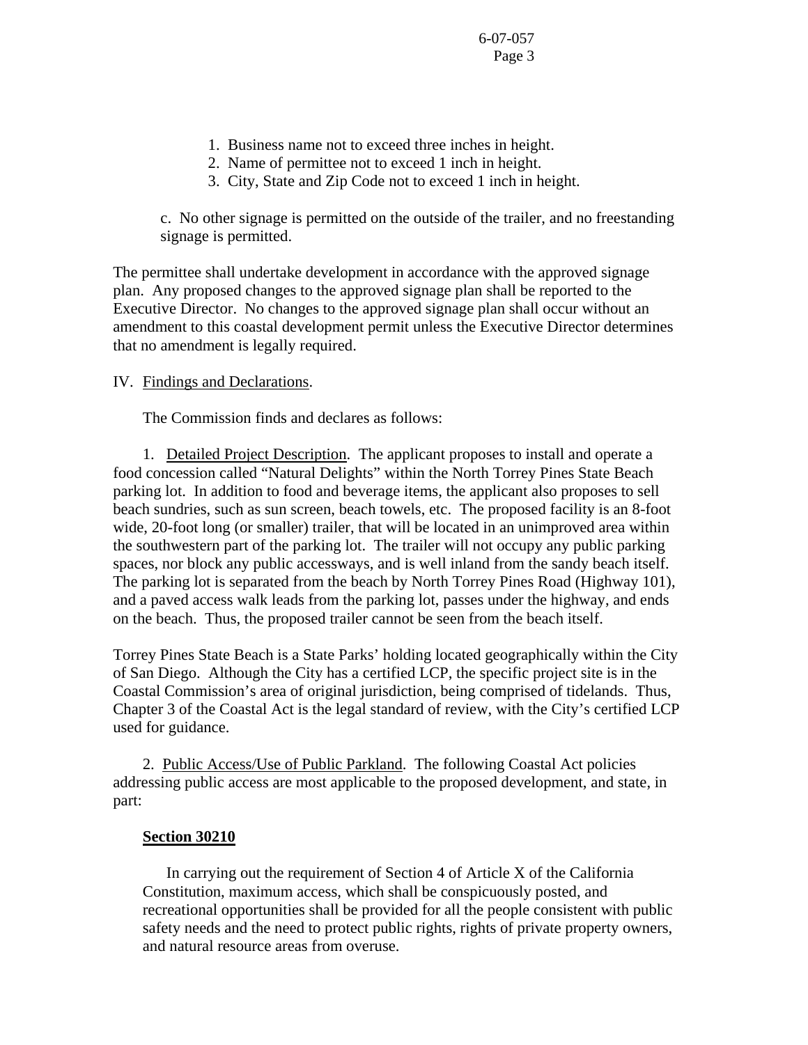1. Business name not to exceed three inches in height.
2. Name of permittee not to exceed 1 inch in height.
3. City, State and Zip Code not to exceed 1 inch in height.

c. No other signage is permitted on the outside of the trailer, and no freestanding signage is permitted.

The permittee shall undertake development in accordance with the approved signage plan. Any proposed changes to the approved signage plan shall be reported to the Executive Director. No changes to the approved signage plan shall occur without an amendment to this coastal development permit unless the Executive Director determines that no amendment is legally required.

IV. Findings and Declarations.

The Commission finds and declares as follows:

1. Detailed Project Description. The applicant proposes to install and operate a food concession called "Natural Delights" within the North Torrey Pines State Beach parking lot. In addition to food and beverage items, the applicant also proposes to sell beach sundries, such as sun screen, beach towels, etc. The proposed facility is an 8-foot wide, 20-foot long (or smaller) trailer, that will be located in an unimproved area within the southwestern part of the parking lot. The trailer will not occupy any public parking spaces, nor block any public accessways, and is well inland from the sandy beach itself. The parking lot is separated from the beach by North Torrey Pines Road (Highway 101), and a paved access walk leads from the parking lot, passes under the highway, and ends on the beach. Thus, the proposed trailer cannot be seen from the beach itself.

Torrey Pines State Beach is a State Parks' holding located geographically within the City of San Diego. Although the City has a certified LCP, the specific project site is in the Coastal Commission's area of original jurisdiction, being comprised of tidelands. Thus, Chapter 3 of the Coastal Act is the legal standard of review, with the City's certified LCP used for guidance.

2. Public Access/Use of Public Parkland. The following Coastal Act policies addressing public access are most applicable to the proposed development, and state, in part:

**Section 30210**

In carrying out the requirement of Section 4 of Article X of the California Constitution, maximum access, which shall be conspicuously posted, and recreational opportunities shall be provided for all the people consistent with public safety needs and the need to protect public rights, rights of private property owners, and natural resource areas from overuse.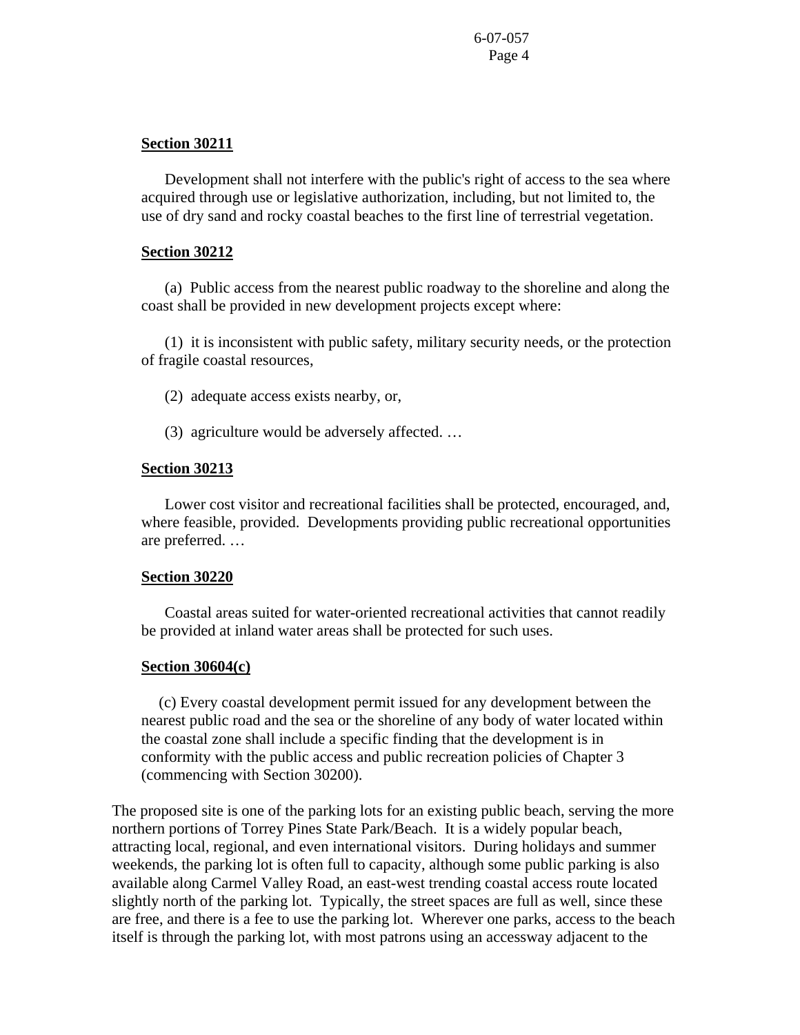**Section 30211**

Development shall not interfere with the public's right of access to the sea where acquired through use or legislative authorization, including, but not limited to, the use of dry sand and rocky coastal beaches to the first line of terrestrial vegetation.

**Section 30212**

(a) Public access from the nearest public roadway to the shoreline and along the coast shall be provided in new development projects except where:

(1) it is inconsistent with public safety, military security needs, or the protection of fragile coastal resources,

(2) adequate access exists nearby, or,

(3) agriculture would be adversely affected. …

**Section 30213**

Lower cost visitor and recreational facilities shall be protected, encouraged, and, where feasible, provided. Developments providing public recreational opportunities are preferred. …

**Section 30220**

Coastal areas suited for water-oriented recreational activities that cannot readily be provided at inland water areas shall be protected for such uses.

**Section 30604(c)**

(c) Every coastal development permit issued for any development between the nearest public road and the sea or the shoreline of any body of water located within the coastal zone shall include a specific finding that the development is in conformity with the public access and public recreation policies of Chapter 3 (commencing with Section 30200).

The proposed site is one of the parking lots for an existing public beach, serving the more northern portions of Torrey Pines State Park/Beach. It is a widely popular beach, attracting local, regional, and even international visitors. During holidays and summer weekends, the parking lot is often full to capacity, although some public parking is also available along Carmel Valley Road, an east-west trending coastal access route located slightly north of the parking lot. Typically, the street spaces are full as well, since these are free, and there is a fee to use the parking lot. Wherever one parks, access to the beach itself is through the parking lot, with most patrons using an accessway adjacent to the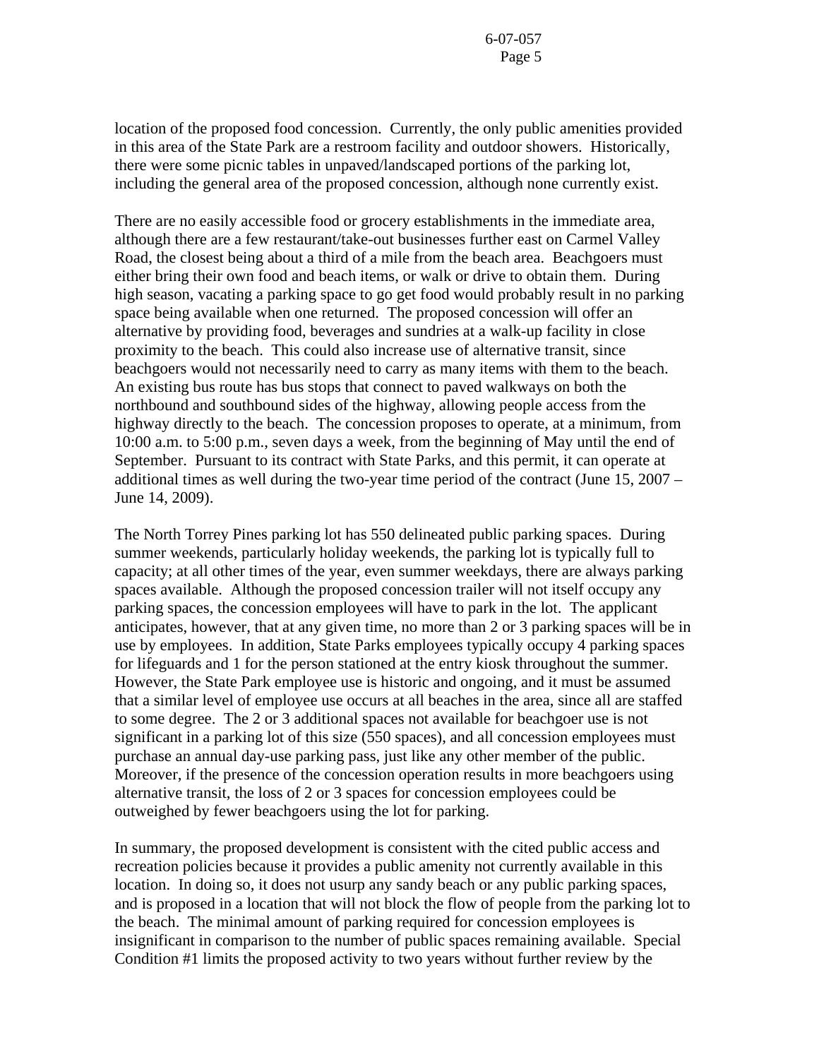location of the proposed food concession. Currently, the only public amenities provided in this area of the State Park are a restroom facility and outdoor showers. Historically, there were some picnic tables in unpaved/landscaped portions of the parking lot, including the general area of the proposed concession, although none currently exist.

There are no easily accessible food or grocery establishments in the immediate area, although there are a few restaurant/take-out businesses further east on Carmel Valley Road, the closest being about a third of a mile from the beach area. Beachgoers must either bring their own food and beach items, or walk or drive to obtain them. During high season, vacating a parking space to go get food would probably result in no parking space being available when one returned. The proposed concession will offer an alternative by providing food, beverages and sundries at a walk-up facility in close proximity to the beach. This could also increase use of alternative transit, since beachgoers would not necessarily need to carry as many items with them to the beach. An existing bus route has bus stops that connect to paved walkways on both the northbound and southbound sides of the highway, allowing people access from the highway directly to the beach. The concession proposes to operate, at a minimum, from 10:00 a.m. to 5:00 p.m., seven days a week, from the beginning of May until the end of September. Pursuant to its contract with State Parks, and this permit, it can operate at additional times as well during the two-year time period of the contract (June 15, 2007 – June 14, 2009).

The North Torrey Pines parking lot has 550 delineated public parking spaces. During summer weekends, particularly holiday weekends, the parking lot is typically full to capacity; at all other times of the year, even summer weekdays, there are always parking spaces available. Although the proposed concession trailer will not itself occupy any parking spaces, the concession employees will have to park in the lot. The applicant anticipates, however, that at any given time, no more than 2 or 3 parking spaces will be in use by employees. In addition, State Parks employees typically occupy 4 parking spaces for lifeguards and 1 for the person stationed at the entry kiosk throughout the summer. However, the State Park employee use is historic and ongoing, and it must be assumed that a similar level of employee use occurs at all beaches in the area, since all are staffed to some degree. The 2 or 3 additional spaces not available for beachgoer use is not significant in a parking lot of this size (550 spaces), and all concession employees must purchase an annual day-use parking pass, just like any other member of the public. Moreover, if the presence of the concession operation results in more beachgoers using alternative transit, the loss of 2 or 3 spaces for concession employees could be outweighed by fewer beachgoers using the lot for parking.

In summary, the proposed development is consistent with the cited public access and recreation policies because it provides a public amenity not currently available in this location. In doing so, it does not usurp any sandy beach or any public parking spaces, and is proposed in a location that will not block the flow of people from the parking lot to the beach. The minimal amount of parking required for concession employees is insignificant in comparison to the number of public spaces remaining available. Special Condition #1 limits the proposed activity to two years without further review by the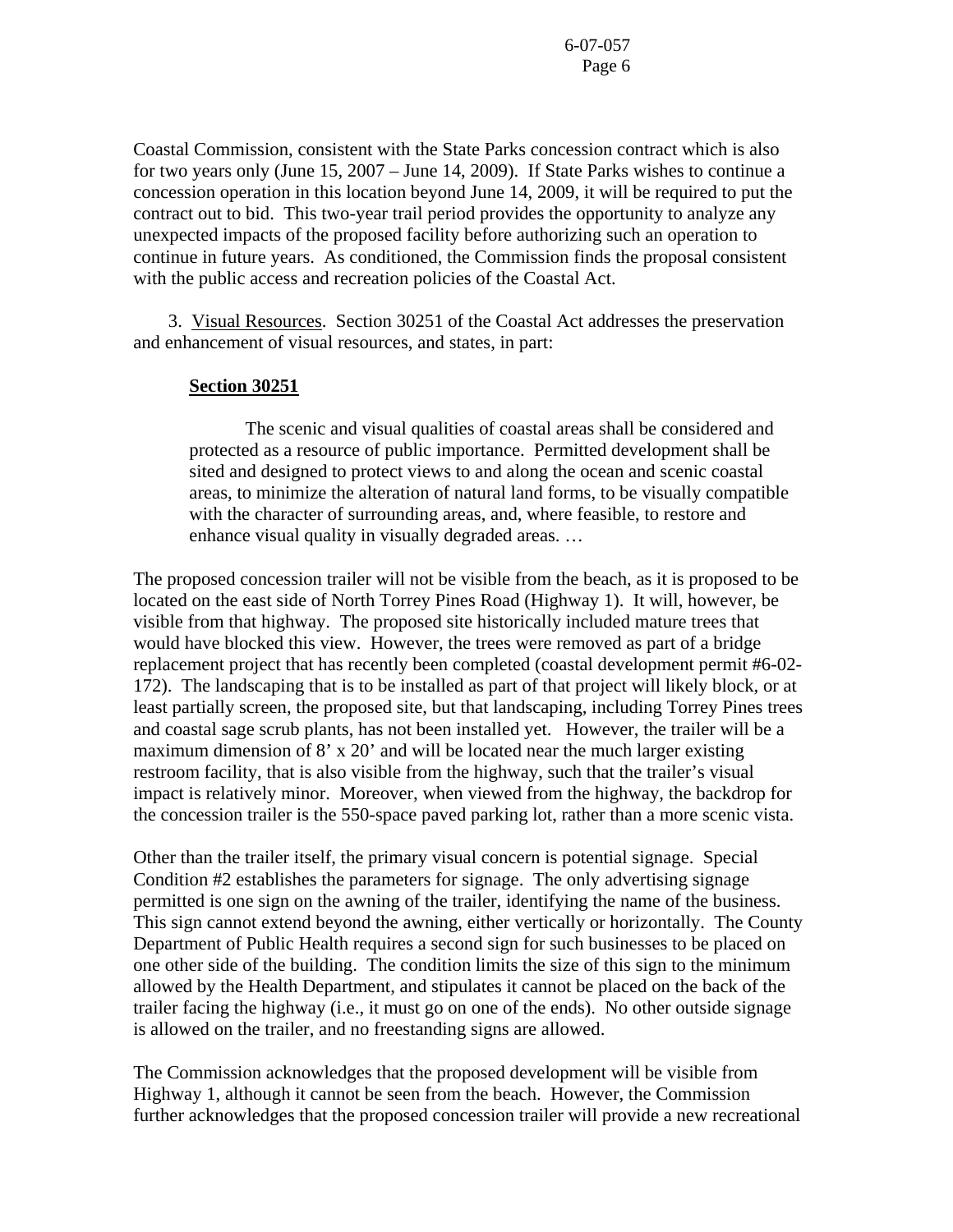Coastal Commission, consistent with the State Parks concession contract which is also for two years only (June 15, 2007 – June 14, 2009). If State Parks wishes to continue a concession operation in this location beyond June 14, 2009, it will be required to put the contract out to bid. This two-year trail period provides the opportunity to analyze any unexpected impacts of the proposed facility before authorizing such an operation to continue in future years. As conditioned, the Commission finds the proposal consistent with the public access and recreation policies of the Coastal Act.

3. Visual Resources. Section 30251 of the Coastal Act addresses the preservation and enhancement of visual resources, and states, in part:

**Section 30251**

> The scenic and visual qualities of coastal areas shall be considered and protected as a resource of public importance. Permitted development shall be sited and designed to protect views to and along the ocean and scenic coastal areas, to minimize the alteration of natural land forms, to be visually compatible with the character of surrounding areas, and, where feasible, to restore and enhance visual quality in visually degraded areas. …

The proposed concession trailer will not be visible from the beach, as it is proposed to be located on the east side of North Torrey Pines Road (Highway 1). It will, however, be visible from that highway. The proposed site historically included mature trees that would have blocked this view. However, the trees were removed as part of a bridge replacement project that has recently been completed (coastal development permit #6-02-172). The landscaping that is to be installed as part of that project will likely block, or at least partially screen, the proposed site, but that landscaping, including Torrey Pines trees and coastal sage scrub plants, has not been installed yet. However, the trailer will be a maximum dimension of 8' x 20' and will be located near the much larger existing restroom facility, that is also visible from the highway, such that the trailer's visual impact is relatively minor. Moreover, when viewed from the highway, the backdrop for the concession trailer is the 550-space paved parking lot, rather than a more scenic vista.

Other than the trailer itself, the primary visual concern is potential signage. Special Condition #2 establishes the parameters for signage. The only advertising signage permitted is one sign on the awning of the trailer, identifying the name of the business. This sign cannot extend beyond the awning, either vertically or horizontally. The County Department of Public Health requires a second sign for such businesses to be placed on one other side of the building. The condition limits the size of this sign to the minimum allowed by the Health Department, and stipulates it cannot be placed on the back of the trailer facing the highway (i.e., it must go on one of the ends). No other outside signage is allowed on the trailer, and no freestanding signs are allowed.

The Commission acknowledges that the proposed development will be visible from Highway 1, although it cannot be seen from the beach. However, the Commission further acknowledges that the proposed concession trailer will provide a new recreational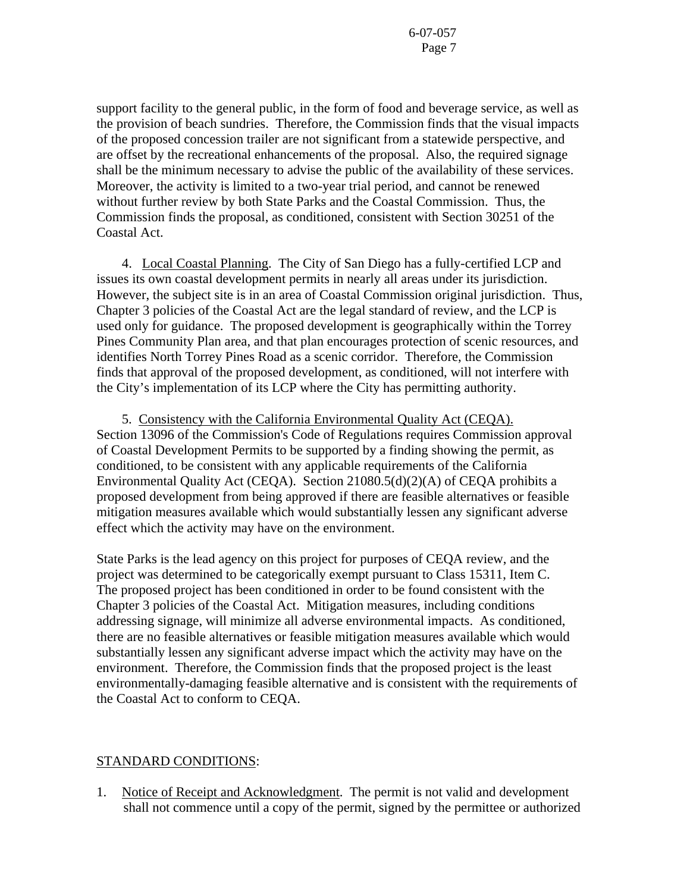support facility to the general public, in the form of food and beverage service, as well as the provision of beach sundries. Therefore, the Commission finds that the visual impacts of the proposed concession trailer are not significant from a statewide perspective, and are offset by the recreational enhancements of the proposal. Also, the required signage shall be the minimum necessary to advise the public of the availability of these services. Moreover, the activity is limited to a two-year trial period, and cannot be renewed without further review by both State Parks and the Coastal Commission. Thus, the Commission finds the proposal, as conditioned, consistent with Section 30251 of the Coastal Act.

4. Local Coastal Planning. The City of San Diego has a fully-certified LCP and issues its own coastal development permits in nearly all areas under its jurisdiction. However, the subject site is in an area of Coastal Commission original jurisdiction. Thus, Chapter 3 policies of the Coastal Act are the legal standard of review, and the LCP is used only for guidance. The proposed development is geographically within the Torrey Pines Community Plan area, and that plan encourages protection of scenic resources, and identifies North Torrey Pines Road as a scenic corridor. Therefore, the Commission finds that approval of the proposed development, as conditioned, will not interfere with the City's implementation of its LCP where the City has permitting authority.

5. Consistency with the California Environmental Quality Act (CEQA). Section 13096 of the Commission's Code of Regulations requires Commission approval of Coastal Development Permits to be supported by a finding showing the permit, as conditioned, to be consistent with any applicable requirements of the California Environmental Quality Act (CEQA). Section 21080.5(d)(2)(A) of CEQA prohibits a proposed development from being approved if there are feasible alternatives or feasible mitigation measures available which would substantially lessen any significant adverse effect which the activity may have on the environment.

State Parks is the lead agency on this project for purposes of CEQA review, and the project was determined to be categorically exempt pursuant to Class 15311, Item C. The proposed project has been conditioned in order to be found consistent with the Chapter 3 policies of the Coastal Act. Mitigation measures, including conditions addressing signage, will minimize all adverse environmental impacts. As conditioned, there are no feasible alternatives or feasible mitigation measures available which would substantially lessen any significant adverse impact which the activity may have on the environment. Therefore, the Commission finds that the proposed project is the least environmentally-damaging feasible alternative and is consistent with the requirements of the Coastal Act to conform to CEQA.

STANDARD CONDITIONS:

1. Notice of Receipt and Acknowledgment. The permit is not valid and development shall not commence until a copy of the permit, signed by the permittee or authorized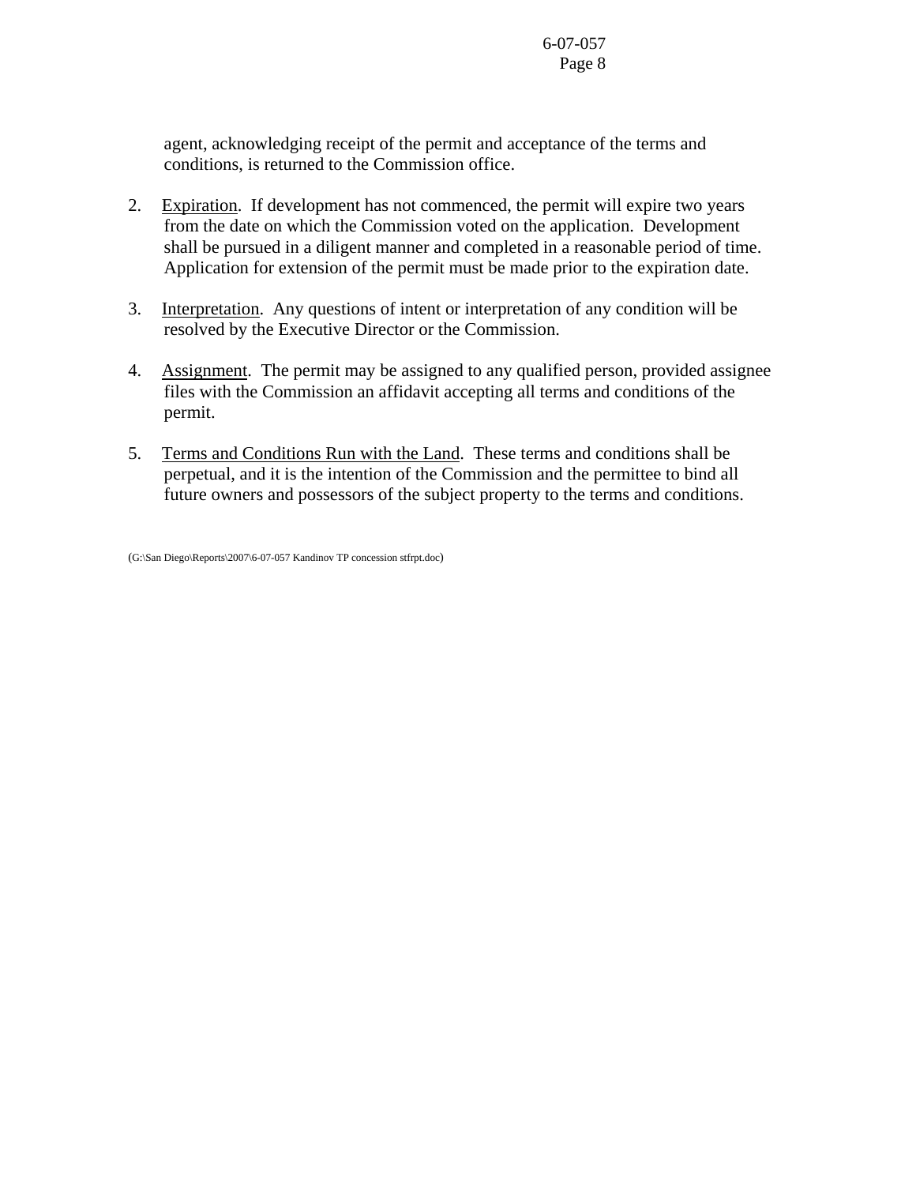agent, acknowledging receipt of the permit and acceptance of the terms and conditions, is returned to the Commission office.

2. Expiration. If development has not commenced, the permit will expire two years from the date on which the Commission voted on the application. Development shall be pursued in a diligent manner and completed in a reasonable period of time. Application for extension of the permit must be made prior to the expiration date.

3. Interpretation. Any questions of intent or interpretation of any condition will be resolved by the Executive Director or the Commission.

4. Assignment. The permit may be assigned to any qualified person, provided assignee files with the Commission an affidavit accepting all terms and conditions of the permit.

5. Terms and Conditions Run with the Land. These terms and conditions shall be perpetual, and it is the intention of the Commission and the permittee to bind all future owners and possessors of the subject property to the terms and conditions.

(G:\San Diego\Reports\2007\6-07-057 Kandinov TP concession stfrpt.doc)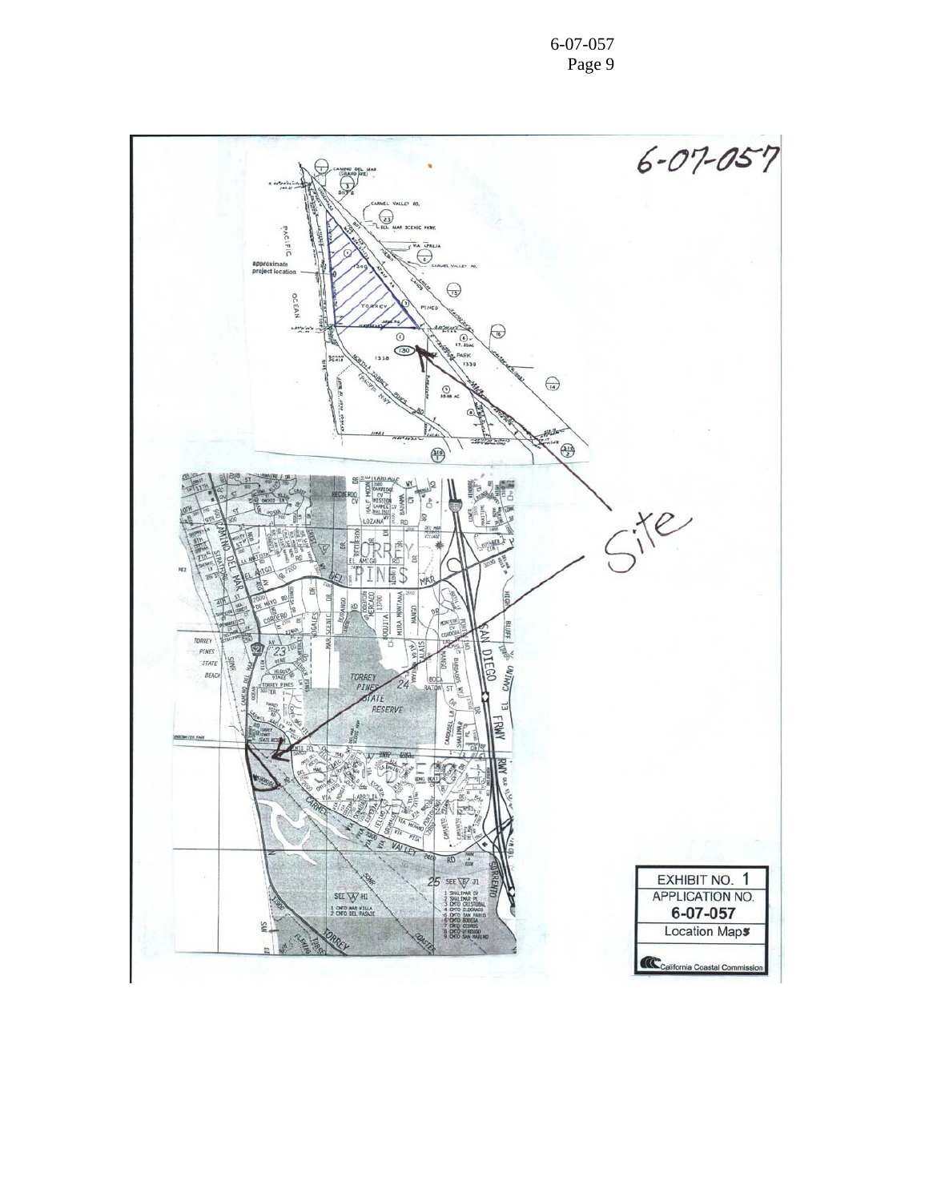6-07-057

approximate project location

Site

EXHIBIT NO. 1

APPLICATION NO.

**6-07-057**

Location Maps

California Coastal Commission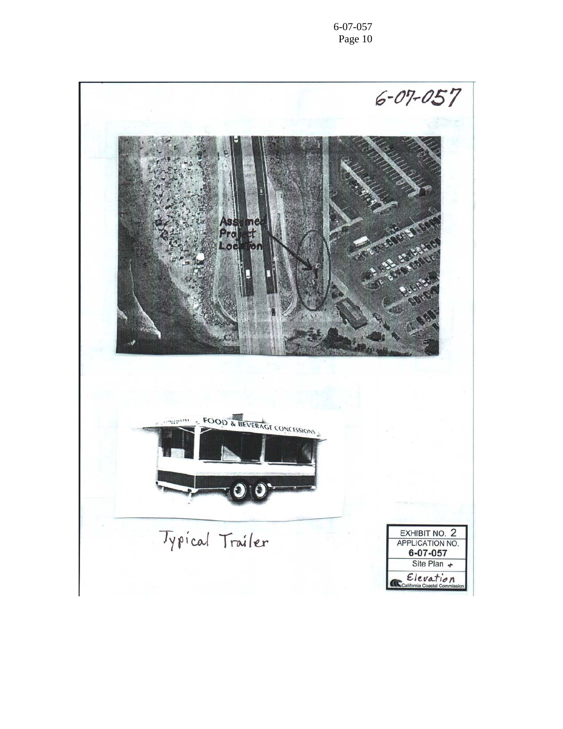6-07-057

Assumed Project Location

FOOD & BEVERAGE CONCESSIONS

Typical Trailer

EXHIBIT NO. 2
APPLICATION NO.
**6-07-057**
Site Plan +
Elevation
California Coastal Commission